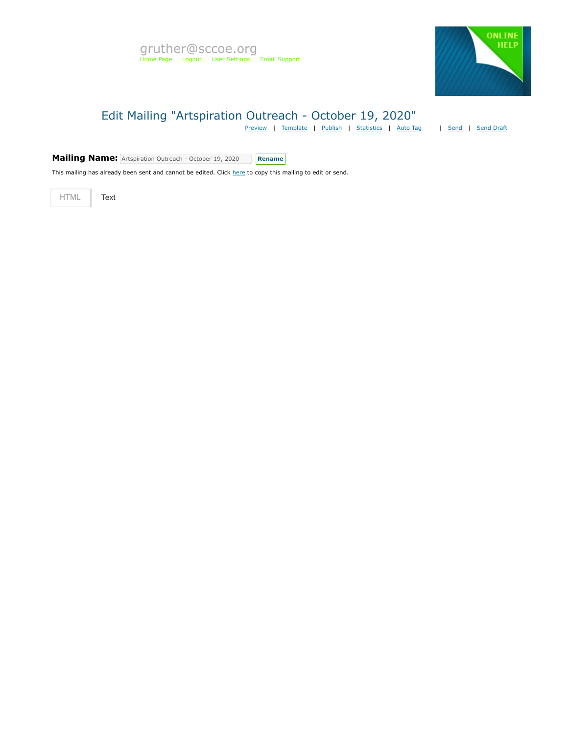gruther@sccoe.org

Home Page   Logout   User Settings   Email Support

ONLINE HELP

# Edit Mailing "Artspiration Outreach - October 19, 2020"

Preview | Template | Publish | Statistics | Auto Tag | Send | Send Draft

**Mailing Name:** Artspiration Outreach - October 19, 2020 **Rename**

This mailing has already been sent and cannot be edited. Click here to copy this mailing to edit or send.

HTML   Text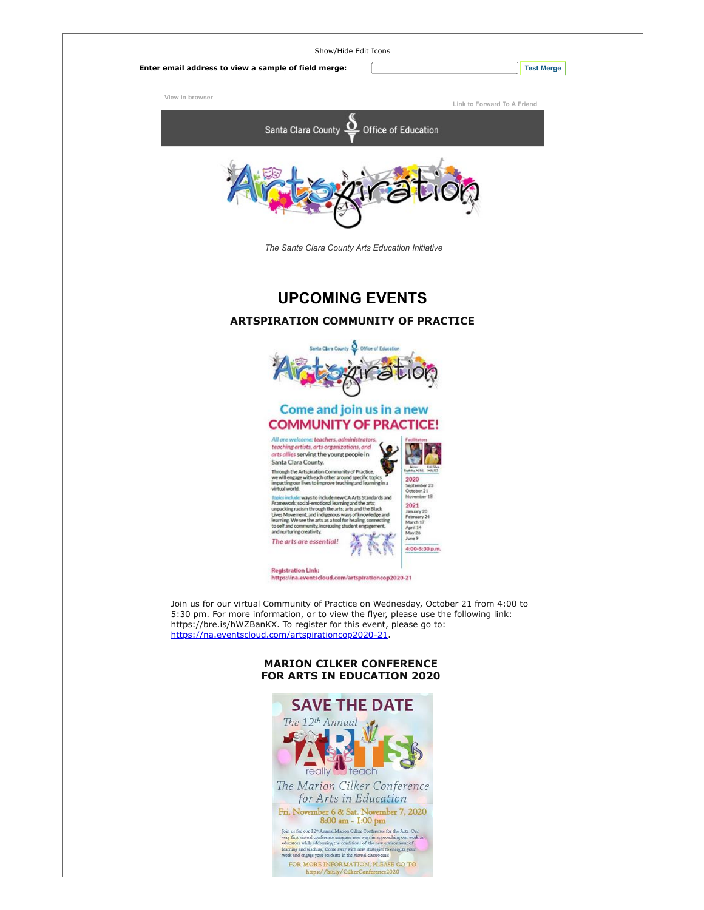Show/Hide Edit Icons

**Enter email address to view a sample of field merge:** Test Merge

View in browser

Link to Forward To A Friend

Santa Clara County Office of Education

*The Santa Clara County Arts Education Initiative*

# UPCOMING EVENTS

### ARTSPIRATION COMMUNITY OF PRACTICE

Join us for our virtual Community of Practice on Wednesday, October 21 from 4:00 to 5:30 pm. For more information, or to view the flyer, please use the following link: https://bre.is/hWZBanKX. To register for this event, please go to: https://na.eventscloud.com/artspirationcop2020-21.

### MARION CILKER CONFERENCE FOR ARTS IN EDUCATION 2020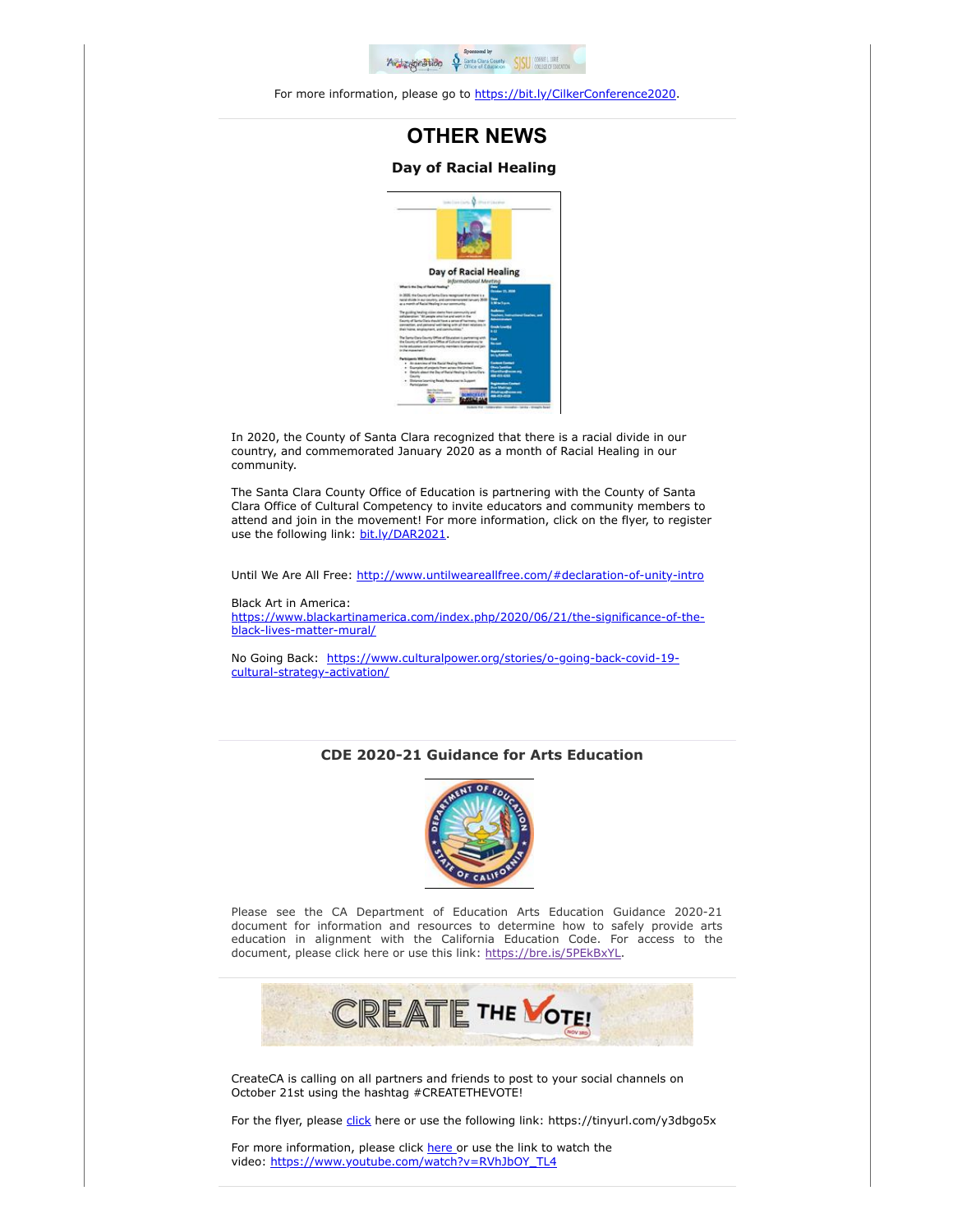For more information, please go to https://bit.ly/CilkerConference2020.

# OTHER NEWS

### Day of Racial Healing

In 2020, the County of Santa Clara recognized that there is a racial divide in our country, and commemorated January 2020 as a month of Racial Healing in our community.

The Santa Clara County Office of Education is partnering with the County of Santa Clara Office of Cultural Competency to invite educators and community members to attend and join in the movement! For more information, click on the flyer, to register use the following link: bit.ly/DAR2021.

Until We Are All Free: http://www.untilweareallfree.com/#declaration-of-unity-intro

Black Art in America: https://www.blackartinamerica.com/index.php/2020/06/21/the-significance-of-the-black-lives-matter-mural/

No Going Back: https://www.culturalpower.org/stories/o-going-back-covid-19-cultural-strategy-activation/

### CDE 2020-21 Guidance for Arts Education

Please see the CA Department of Education Arts Education Guidance 2020-21 document for information and resources to determine how to safely provide arts education in alignment with the California Education Code. For access to the document, please click here or use this link: https://bre.is/5PEkBxYL.

CreateCA is calling on all partners and friends to post to your social channels on October 21st using the hashtag #CREATETHEVOTE!

For the flyer, please click here or use the following link: https://tinyurl.com/y3dbgo5x

For more information, please click here or use the link to watch the video: https://www.youtube.com/watch?v=RVhJbOY_TL4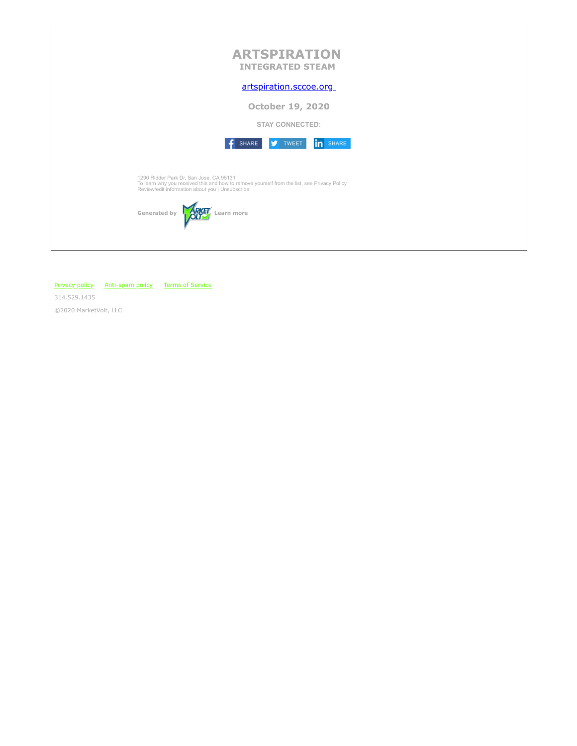# ARTSPIRATION

## INTEGRATED STEAM

[artspiration.sccoe.org](artspiration.sccoe.org)

**October 19, 2020**

**STAY CONNECTED:**

SHARE TWEET SHARE

1290 Ridder Park Dr, San Jose, CA 95131
To learn why you received this and how to remove yourself from the list, see Privacy Policy
Review/edit information about you | Unsubscribe

**Generated by** MARKET VOLT **Learn more**

Privacy policy Anti-spam policy Terms of Service

314.529.1435

©2020 MarketVolt, LLC